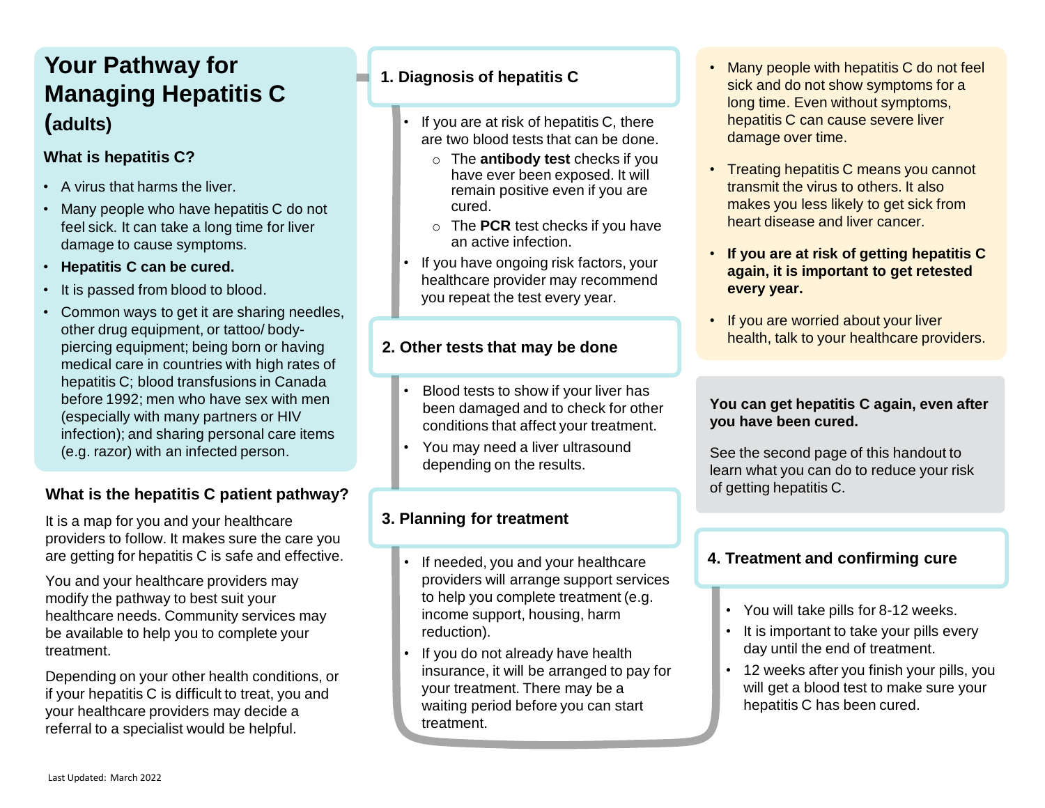# Your Pathway for Managing Hepatitis C (adults)

## What is hepatitis C?

- A virus that harms the liver.
- Many people who have hepatitis C do not feel sick. It can take a long time for liver damage to cause symptoms.
- **Hepatitis C can be cured.**
- It is passed from blood to blood.
- Common ways to get it are sharing needles, other drug equipment, or tattoo/ body-piercing equipment; being born or having medical care in countries with high rates of hepatitis C; blood transfusions in Canada before 1992; men who have sex with men (especially with many partners or HIV infection); and sharing personal care items (e.g. razor) with an infected person.

## What is the hepatitis C patient pathway?

It is a map for you and your healthcare providers to follow. It makes sure the care you are getting for hepatitis C is safe and effective.

You and your healthcare providers may modify the pathway to best suit your healthcare needs. Community services may be available to help you to complete your treatment.

Depending on your other health conditions, or if your hepatitis C is difficult to treat, you and your healthcare providers may decide a referral to a specialist would be helpful.

## 1. Diagnosis of hepatitis C

- If you are at risk of hepatitis C, there are two blood tests that can be done.
  - The **antibody test** checks if you have ever been exposed. It will remain positive even if you are cured.
  - The **PCR** test checks if you have an active infection.
- If you have ongoing risk factors, your healthcare provider may recommend you repeat the test every year.

## 2. Other tests that may be done

- Blood tests to show if your liver has been damaged and to check for other conditions that affect your treatment.
- You may need a liver ultrasound depending on the results.

## 3. Planning for treatment

- If needed, you and your healthcare providers will arrange support services to help you complete treatment (e.g. income support, housing, harm reduction).
- If you do not already have health insurance, it will be arranged to pay for your treatment. There may be a waiting period before you can start treatment.

## 4. Treatment and confirming cure

- You will take pills for 8-12 weeks.
- It is important to take your pills every day until the end of treatment.
- 12 weeks after you finish your pills, you will get a blood test to make sure your hepatitis C has been cured.

---

- Many people with hepatitis C do not feel sick and do not show symptoms for a long time. Even without symptoms, hepatitis C can cause severe liver damage over time.
- Treating hepatitis C means you cannot transmit the virus to others. It also makes you less likely to get sick from heart disease and liver cancer.
- **If you are at risk of getting hepatitis C again, it is important to get retested every year.**
- If you are worried about your liver health, talk to your healthcare providers.

---

**You can get hepatitis C again, even after you have been cured.**

See the second page of this handout to learn what you can do to reduce your risk of getting hepatitis C.

Last Updated: March 2022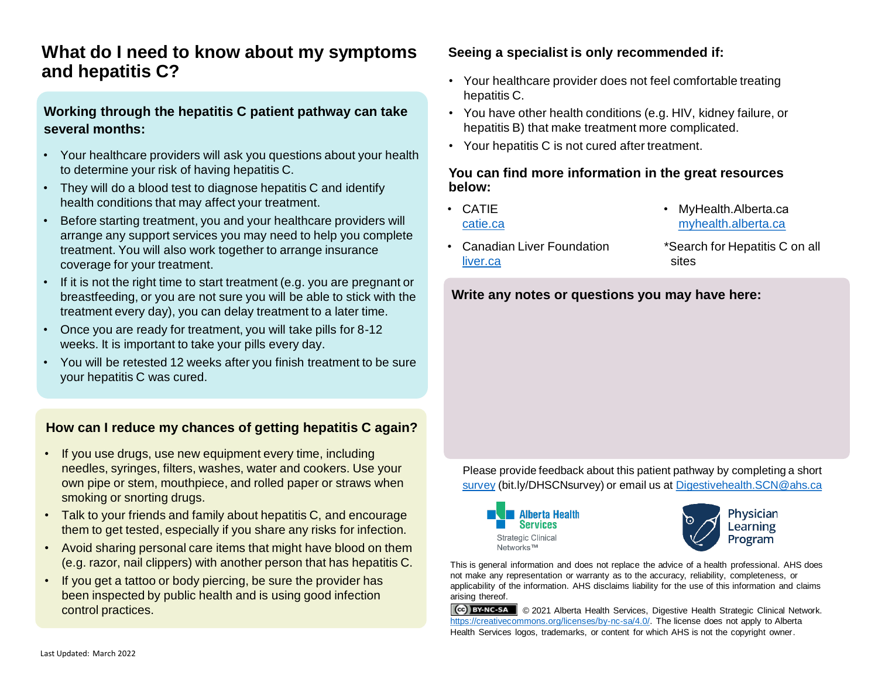# What do I need to know about my symptoms and hepatitis C?

## Working through the hepatitis C patient pathway can take several months:

- Your healthcare providers will ask you questions about your health to determine your risk of having hepatitis C.
- They will do a blood test to diagnose hepatitis C and identify health conditions that may affect your treatment.
- Before starting treatment, you and your healthcare providers will arrange any support services you may need to help you complete treatment. You will also work together to arrange insurance coverage for your treatment.
- If it is not the right time to start treatment (e.g. you are pregnant or breastfeeding, or you are not sure you will be able to stick with the treatment every day), you can delay treatment to a later time.
- Once you are ready for treatment, you will take pills for 8-12 weeks. It is important to take your pills every day.
- You will be retested 12 weeks after you finish treatment to be sure your hepatitis C was cured.

## How can I reduce my chances of getting hepatitis C again?

- If you use drugs, use new equipment every time, including needles, syringes, filters, washes, water and cookers. Use your own pipe or stem, mouthpiece, and rolled paper or straws when smoking or snorting drugs.
- Talk to your friends and family about hepatitis C, and encourage them to get tested, especially if you share any risks for infection.
- Avoid sharing personal care items that might have blood on them (e.g. razor, nail clippers) with another person that has hepatitis C.
- If you get a tattoo or body piercing, be sure the provider has been inspected by public health and is using good infection control practices.

Last Updated: March 2022

## Seeing a specialist is only recommended if:

- Your healthcare provider does not feel comfortable treating hepatitis C.
- You have other health conditions (e.g. HIV, kidney failure, or hepatitis B) that make treatment more complicated.
- Your hepatitis C is not cured after treatment.

## You can find more information in the great resources below:

- CATIE
  catie.ca
- Canadian Liver Foundation
  liver.ca
- MyHealth.Alberta.ca
  myhealth.alberta.ca

*Search for Hepatitis C on all sites

## Write any notes or questions you may have here:

Please provide feedback about this patient pathway by completing a short survey (bit.ly/DHSCNsurvey) or email us at Digestivehealth.SCN@ahs.ca

Alberta Health Services
Strategic Clinical Networks™

Physician Learning Program

This is general information and does not replace the advice of a health professional. AHS does not make any representation or warranty as to the accuracy, reliability, completeness, or applicability of the information. AHS disclaims liability for the use of this information and claims arising thereof.

CC BY-NC-SA © 2021 Alberta Health Services, Digestive Health Strategic Clinical Network. https://creativecommons.org/licenses/by-nc-sa/4.0/. The license does not apply to Alberta Health Services logos, trademarks, or content for which AHS is not the copyright owner.